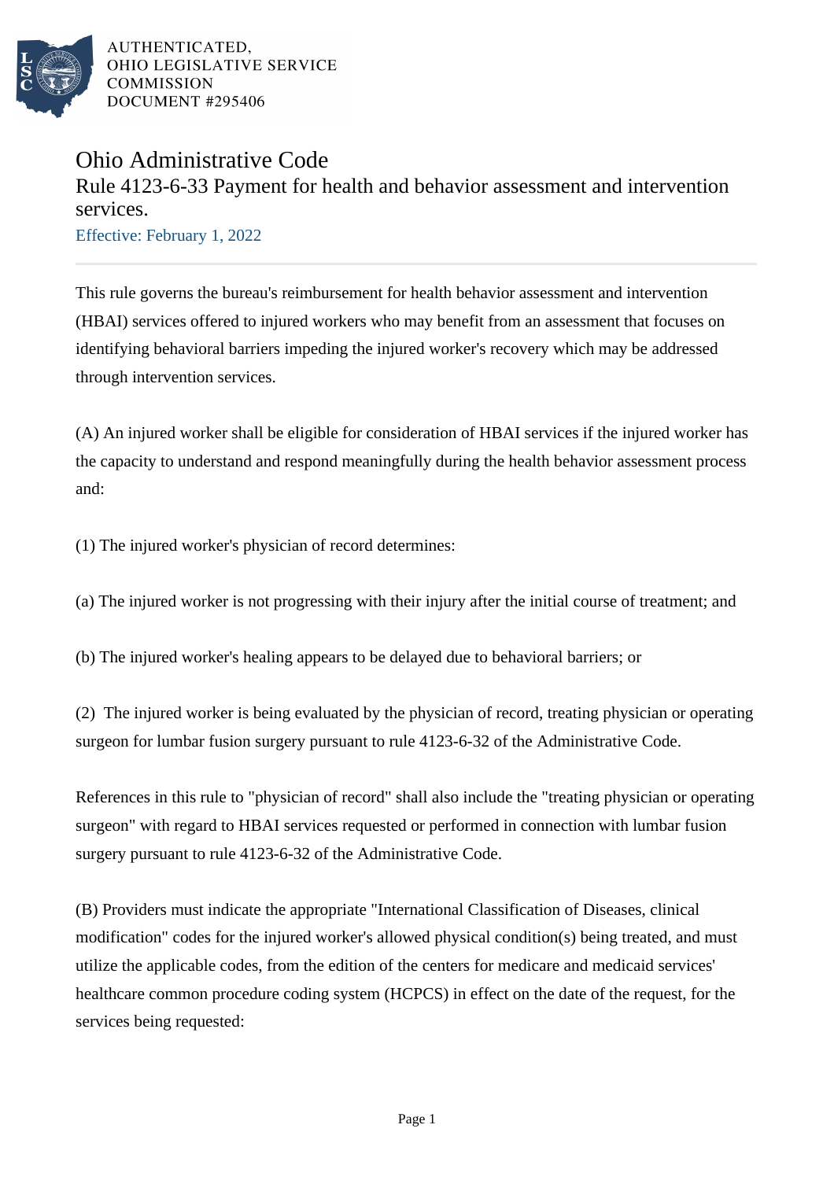AUTHENTICATED,
OHIO LEGISLATIVE SERVICE
COMMISSION
DOCUMENT #295406

# Ohio Administrative Code

## Rule 4123-6-33 Payment for health and behavior assessment and intervention services.

Effective: February 1, 2022

This rule governs the bureau's reimbursement for health behavior assessment and intervention (HBAI) services offered to injured workers who may benefit from an assessment that focuses on identifying behavioral barriers impeding the injured worker's recovery which may be addressed through intervention services.

(A) An injured worker shall be eligible for consideration of HBAI services if the injured worker has the capacity to understand and respond meaningfully during the health behavior assessment process and:

(1) The injured worker's physician of record determines:

(a) The injured worker is not progressing with their injury after the initial course of treatment; and

(b) The injured worker's healing appears to be delayed due to behavioral barriers; or

(2) The injured worker is being evaluated by the physician of record, treating physician or operating surgeon for lumbar fusion surgery pursuant to rule 4123-6-32 of the Administrative Code.

References in this rule to "physician of record" shall also include the "treating physician or operating surgeon" with regard to HBAI services requested or performed in connection with lumbar fusion surgery pursuant to rule 4123-6-32 of the Administrative Code.

(B) Providers must indicate the appropriate "International Classification of Diseases, clinical modification" codes for the injured worker's allowed physical condition(s) being treated, and must utilize the applicable codes, from the edition of the centers for medicare and medicaid services' healthcare common procedure coding system (HCPCS) in effect on the date of the request, for the services being requested: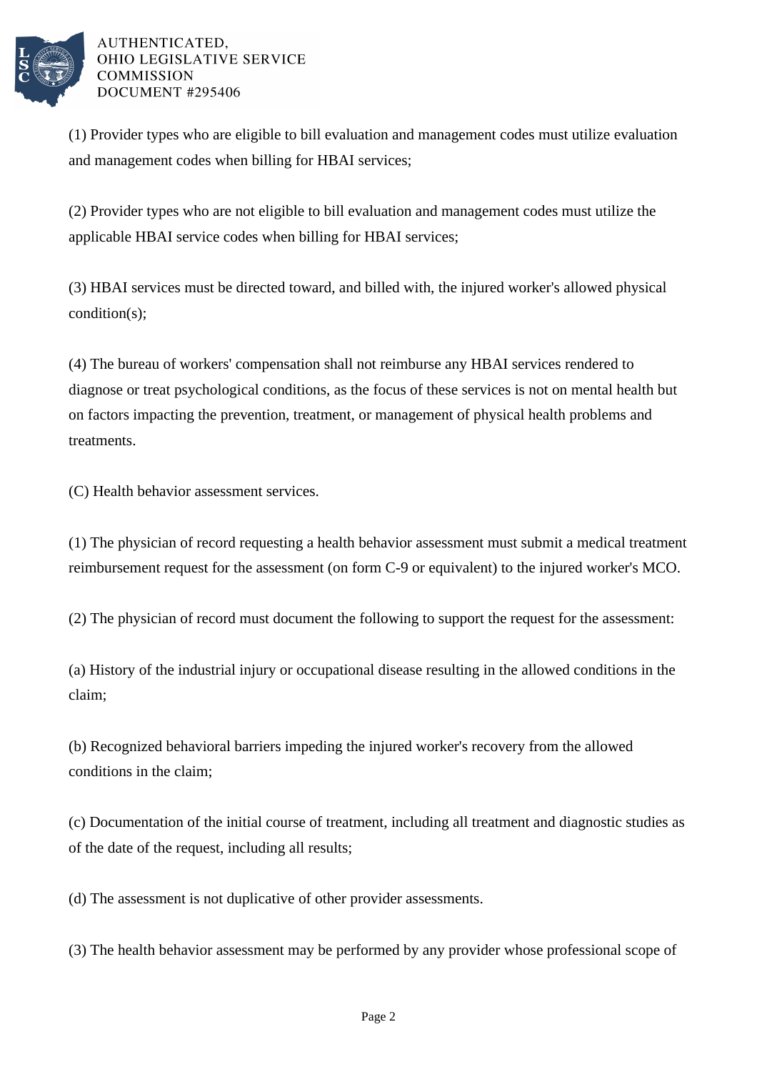(1) Provider types who are eligible to bill evaluation and management codes must utilize evaluation and management codes when billing for HBAI services;

(2) Provider types who are not eligible to bill evaluation and management codes must utilize the applicable HBAI service codes when billing for HBAI services;

(3) HBAI services must be directed toward, and billed with, the injured worker's allowed physical condition(s);

(4) The bureau of workers' compensation shall not reimburse any HBAI services rendered to diagnose or treat psychological conditions, as the focus of these services is not on mental health but on factors impacting the prevention, treatment, or management of physical health problems and treatments.

(C) Health behavior assessment services.

(1) The physician of record requesting a health behavior assessment must submit a medical treatment reimbursement request for the assessment (on form C-9 or equivalent) to the injured worker's MCO.

(2) The physician of record must document the following to support the request for the assessment:

(a) History of the industrial injury or occupational disease resulting in the allowed conditions in the claim;

(b) Recognized behavioral barriers impeding the injured worker's recovery from the allowed conditions in the claim;

(c) Documentation of the initial course of treatment, including all treatment and diagnostic studies as of the date of the request, including all results;

(d) The assessment is not duplicative of other provider assessments.

(3) The health behavior assessment may be performed by any provider whose professional scope of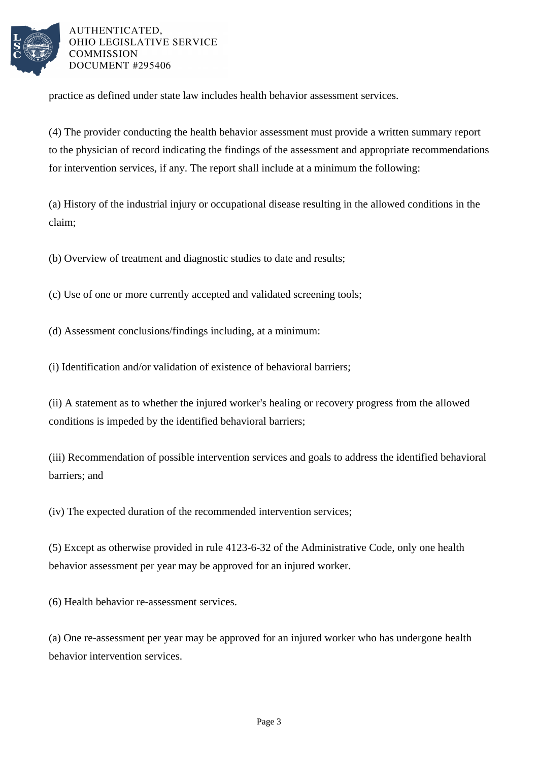practice as defined under state law includes health behavior assessment services.

(4) The provider conducting the health behavior assessment must provide a written summary report to the physician of record indicating the findings of the assessment and appropriate recommendations for intervention services, if any. The report shall include at a minimum the following:

(a) History of the industrial injury or occupational disease resulting in the allowed conditions in the claim;

(b) Overview of treatment and diagnostic studies to date and results;

(c) Use of one or more currently accepted and validated screening tools;

(d) Assessment conclusions/findings including, at a minimum:

(i) Identification and/or validation of existence of behavioral barriers;

(ii) A statement as to whether the injured worker's healing or recovery progress from the allowed conditions is impeded by the identified behavioral barriers;

(iii) Recommendation of possible intervention services and goals to address the identified behavioral barriers; and

(iv) The expected duration of the recommended intervention services;

(5) Except as otherwise provided in rule 4123-6-32 of the Administrative Code, only one health behavior assessment per year may be approved for an injured worker.

(6) Health behavior re-assessment services.

(a) One re-assessment per year may be approved for an injured worker who has undergone health behavior intervention services.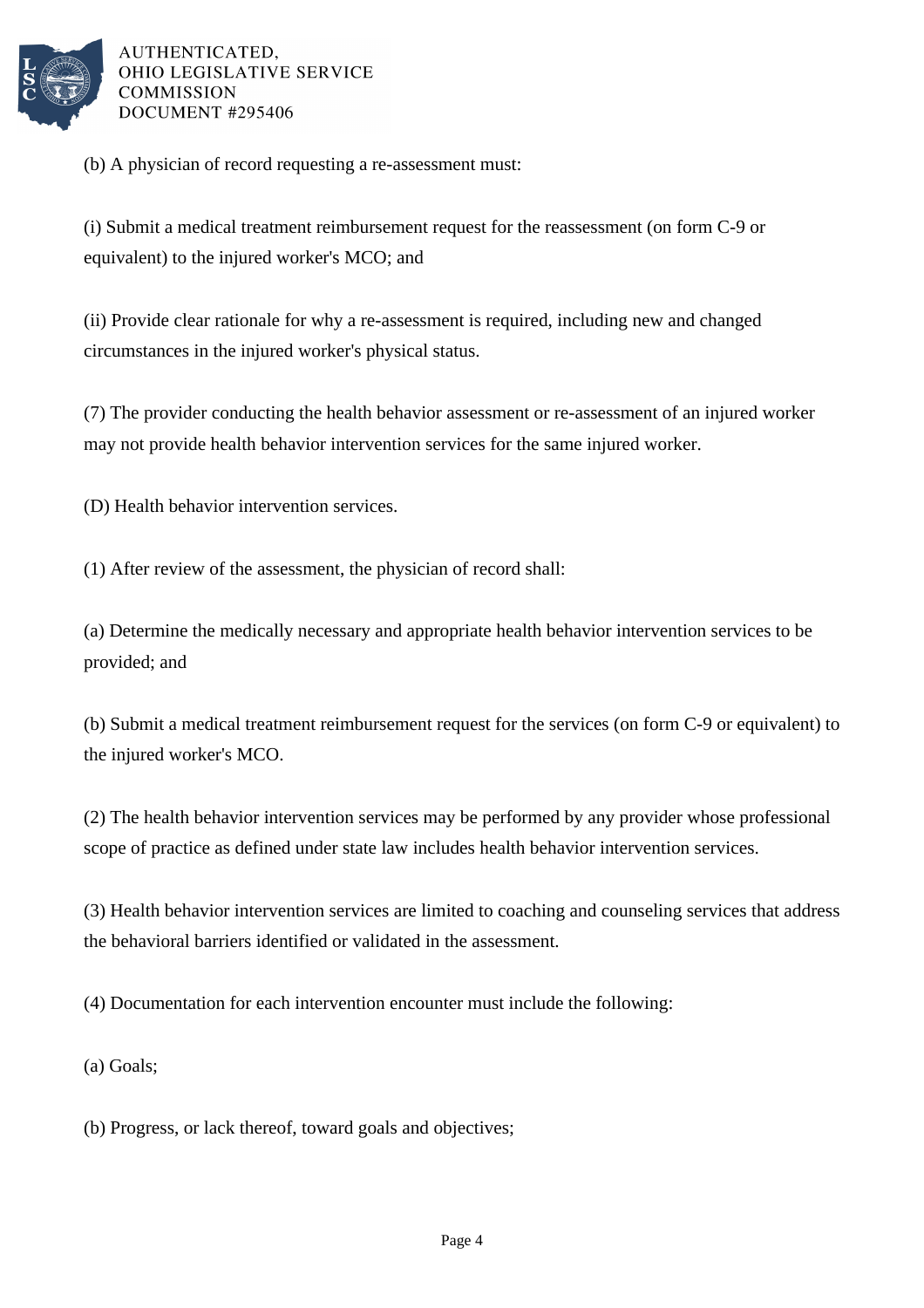(b) A physician of record requesting a re-assessment must:

(i) Submit a medical treatment reimbursement request for the reassessment (on form C-9 or equivalent) to the injured worker's MCO; and

(ii) Provide clear rationale for why a re-assessment is required, including new and changed circumstances in the injured worker's physical status.

(7) The provider conducting the health behavior assessment or re-assessment of an injured worker may not provide health behavior intervention services for the same injured worker.

(D) Health behavior intervention services.

(1) After review of the assessment, the physician of record shall:

(a) Determine the medically necessary and appropriate health behavior intervention services to be provided; and

(b) Submit a medical treatment reimbursement request for the services (on form C-9 or equivalent) to the injured worker's MCO.

(2) The health behavior intervention services may be performed by any provider whose professional scope of practice as defined under state law includes health behavior intervention services.

(3) Health behavior intervention services are limited to coaching and counseling services that address the behavioral barriers identified or validated in the assessment.

(4) Documentation for each intervention encounter must include the following:

(a) Goals;

(b) Progress, or lack thereof, toward goals and objectives;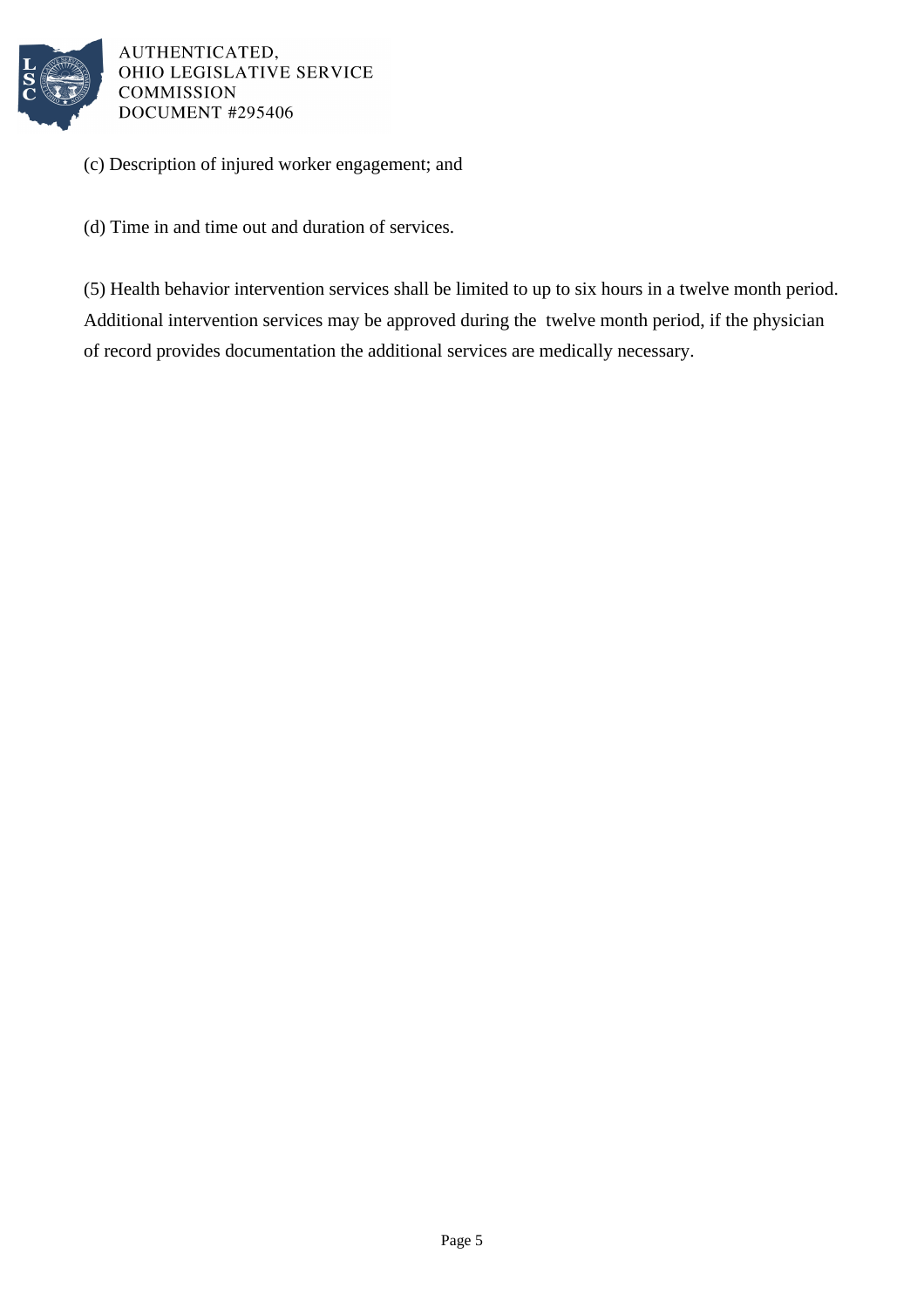(c) Description of injured worker engagement; and

(d) Time in and time out and duration of services.

(5) Health behavior intervention services shall be limited to up to six hours in a twelve month period. Additional intervention services may be approved during the twelve month period, if the physician of record provides documentation the additional services are medically necessary.